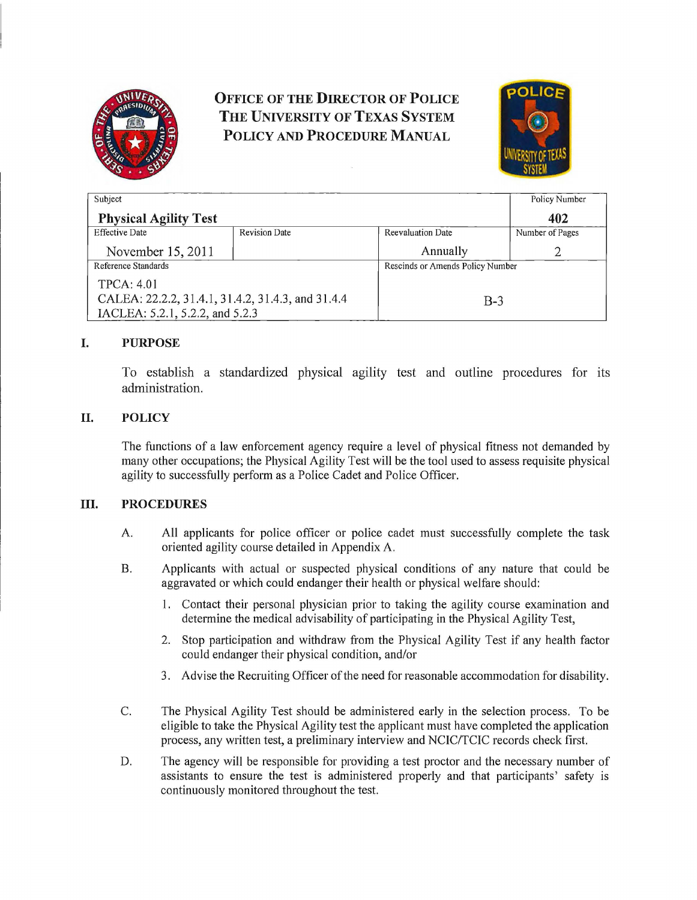# OFFICE OF THE DIRECTOR OF POLICE
# THE UNIVERSITY OF TEXAS SYSTEM
# POLICY AND PROCEDURE MANUAL

| Subject | | | Policy Number |
|---|---|---|---|
| **Physical Agility Test** | | | **402** |
| Effective Date | Revision Date | Reevaluation Date | Number of Pages |
| November 15, 2011 | | Annually | 2 |
| Reference Standards | | Rescinds or Amends Policy Number | |
| TPCA: 4.01<br>CALEA: 22.2.2, 31.4.1, 31.4.2, 31.4.3, and 31.4.4<br>IACLEA: 5.2.1, 5.2.2, and 5.2.3 | | B-3 | |

## I. PURPOSE

To establish a standardized physical agility test and outline procedures for its administration.

## II. POLICY

The functions of a law enforcement agency require a level of physical fitness not demanded by many other occupations; the Physical Agility Test will be the tool used to assess requisite physical agility to successfully perform as a Police Cadet and Police Officer.

## III. PROCEDURES

A. All applicants for police officer or police cadet must successfully complete the task oriented agility course detailed in Appendix A.

B. Applicants with actual or suspected physical conditions of any nature that could be aggravated or which could endanger their health or physical welfare should:

1. Contact their personal physician prior to taking the agility course examination and determine the medical advisability of participating in the Physical Agility Test,
2. Stop participation and withdraw from the Physical Agility Test if any health factor could endanger their physical condition, and/or
3. Advise the Recruiting Officer of the need for reasonable accommodation for disability.

C. The Physical Agility Test should be administered early in the selection process. To be eligible to take the Physical Agility test the applicant must have completed the application process, any written test, a preliminary interview and NCIC/TCIC records check first.

D. The agency will be responsible for providing a test proctor and the necessary number of assistants to ensure the test is administered properly and that participants' safety is continuously monitored throughout the test.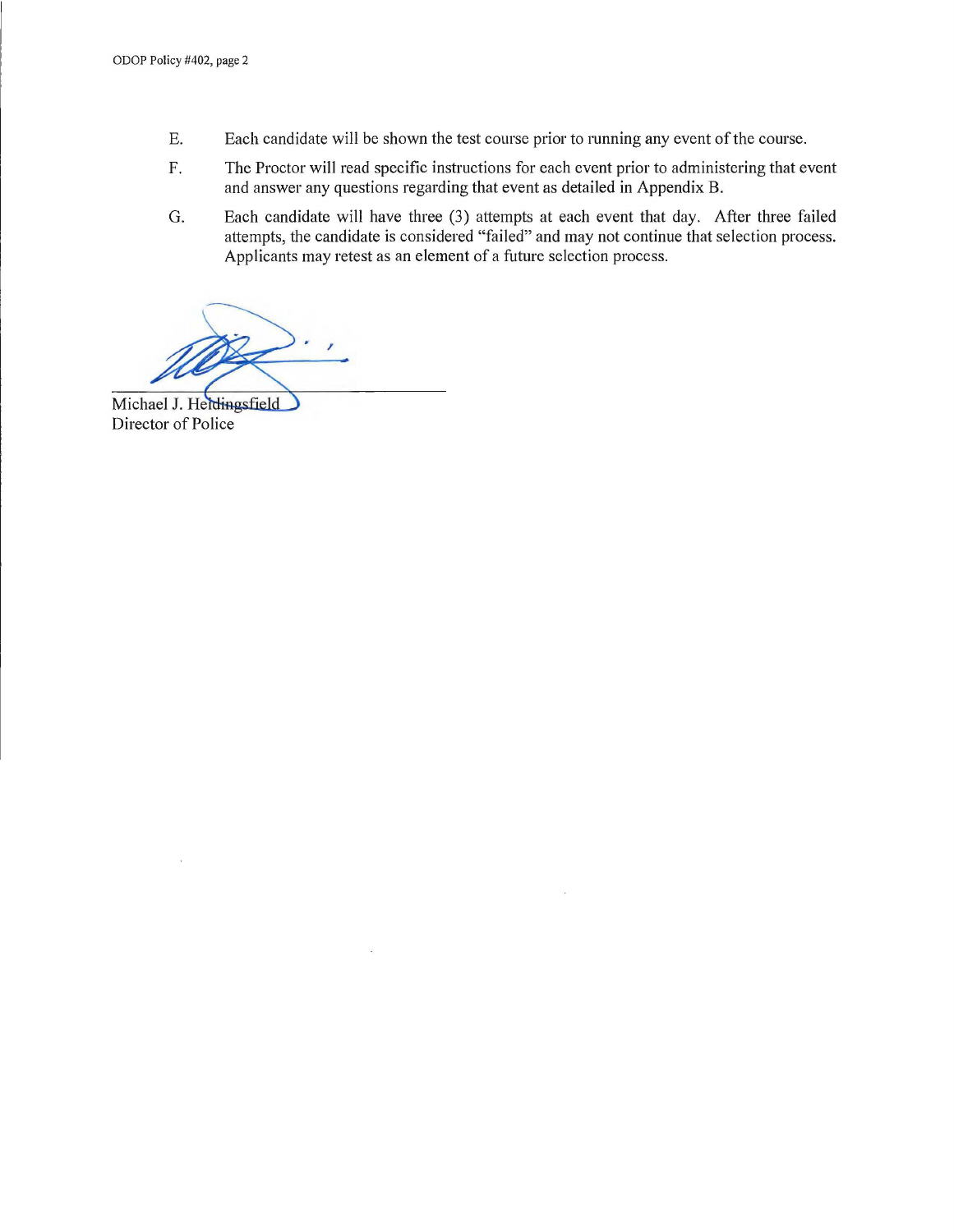E. Each candidate will be shown the test course prior to running any event of the course.

F. The Proctor will read specific instructions for each event prior to administering that event and answer any questions regarding that event as detailed in Appendix B.

G. Each candidate will have three (3) attempts at each event that day. After three failed attempts, the candidate is considered "failed" and may not continue that selection process. Applicants may retest as an element of a future selection process.

Michael J. Heidingsfield
Director of Police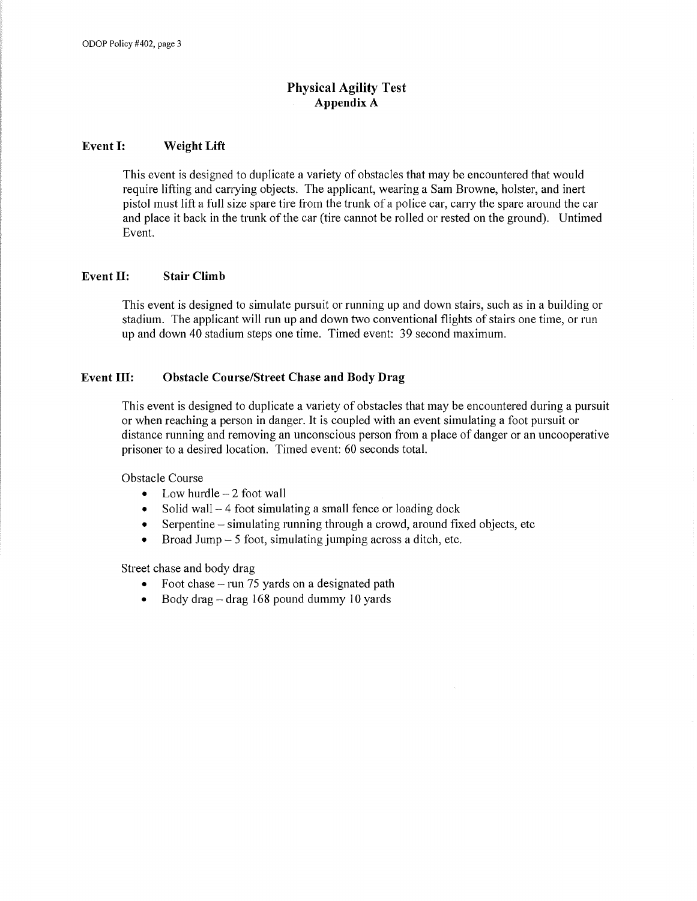# Physical Agility Test
## Appendix A

### Event I: Weight Lift

This event is designed to duplicate a variety of obstacles that may be encountered that would require lifting and carrying objects. The applicant, wearing a Sam Browne, holster, and inert pistol must lift a full size spare tire from the trunk of a police car, carry the spare around the car and place it back in the trunk of the car (tire cannot be rolled or rested on the ground). Untimed Event.

### Event II: Stair Climb

This event is designed to simulate pursuit or running up and down stairs, such as in a building or stadium. The applicant will run up and down two conventional flights of stairs one time, or run up and down 40 stadium steps one time. Timed event: 39 second maximum.

### Event III: Obstacle Course/Street Chase and Body Drag

This event is designed to duplicate a variety of obstacles that may be encountered during a pursuit or when reaching a person in danger. It is coupled with an event simulating a foot pursuit or distance running and removing an unconscious person from a place of danger or an uncooperative prisoner to a desired location. Timed event: 60 seconds total.

Obstacle Course

- Low hurdle – 2 foot wall
- Solid wall – 4 foot simulating a small fence or loading dock
- Serpentine – simulating running through a crowd, around fixed objects, etc
- Broad Jump – 5 foot, simulating jumping across a ditch, etc.

Street chase and body drag

- Foot chase – run 75 yards on a designated path
- Body drag – drag 168 pound dummy 10 yards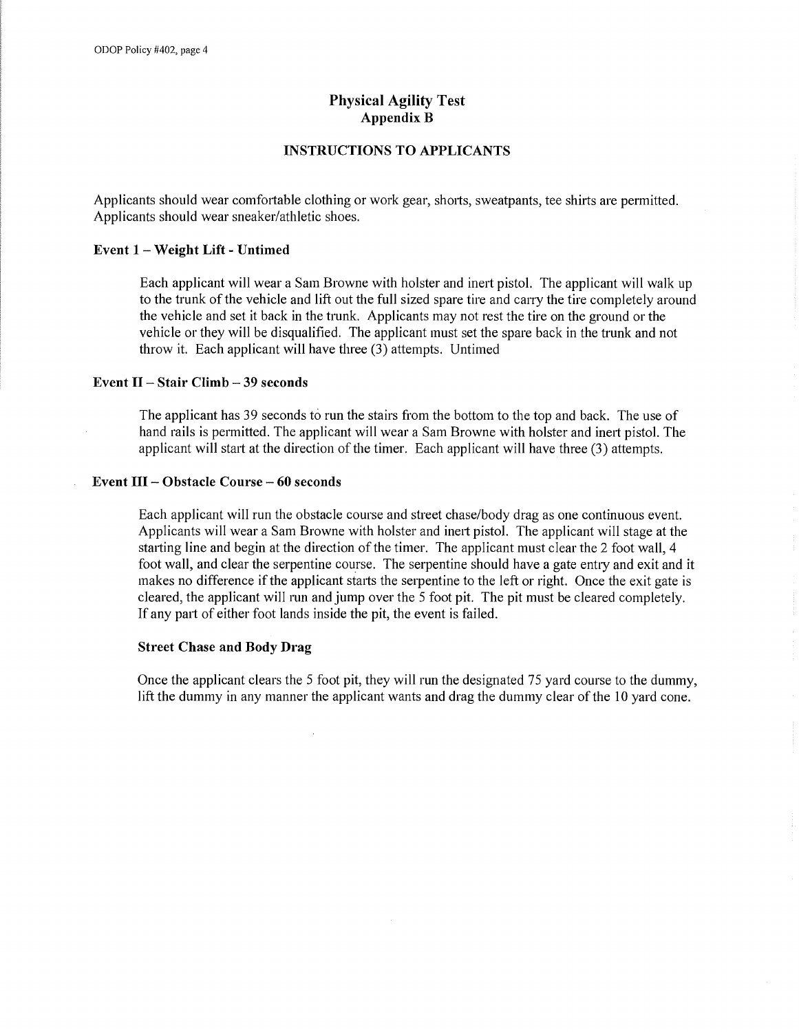## Physical Agility Test
### Appendix B

### INSTRUCTIONS TO APPLICANTS

Applicants should wear comfortable clothing or work gear, shorts, sweatpants, tee shirts are permitted. Applicants should wear sneaker/athletic shoes.

**Event 1 – Weight Lift - Untimed**

Each applicant will wear a Sam Browne with holster and inert pistol. The applicant will walk up to the trunk of the vehicle and lift out the full sized spare tire and carry the tire completely around the vehicle and set it back in the trunk. Applicants may not rest the tire on the ground or the vehicle or they will be disqualified. The applicant must set the spare back in the trunk and not throw it. Each applicant will have three (3) attempts. Untimed

**Event II – Stair Climb – 39 seconds**

The applicant has 39 seconds to run the stairs from the bottom to the top and back. The use of hand rails is permitted. The applicant will wear a Sam Browne with holster and inert pistol. The applicant will start at the direction of the timer. Each applicant will have three (3) attempts.

**Event III – Obstacle Course – 60 seconds**

Each applicant will run the obstacle course and street chase/body drag as one continuous event. Applicants will wear a Sam Browne with holster and inert pistol. The applicant will stage at the starting line and begin at the direction of the timer. The applicant must clear the 2 foot wall, 4 foot wall, and clear the serpentine course. The serpentine should have a gate entry and exit and it makes no difference if the applicant starts the serpentine to the left or right. Once the exit gate is cleared, the applicant will run and jump over the 5 foot pit. The pit must be cleared completely. If any part of either foot lands inside the pit, the event is failed.

**Street Chase and Body Drag**

Once the applicant clears the 5 foot pit, they will run the designated 75 yard course to the dummy, lift the dummy in any manner the applicant wants and drag the dummy clear of the 10 yard cone.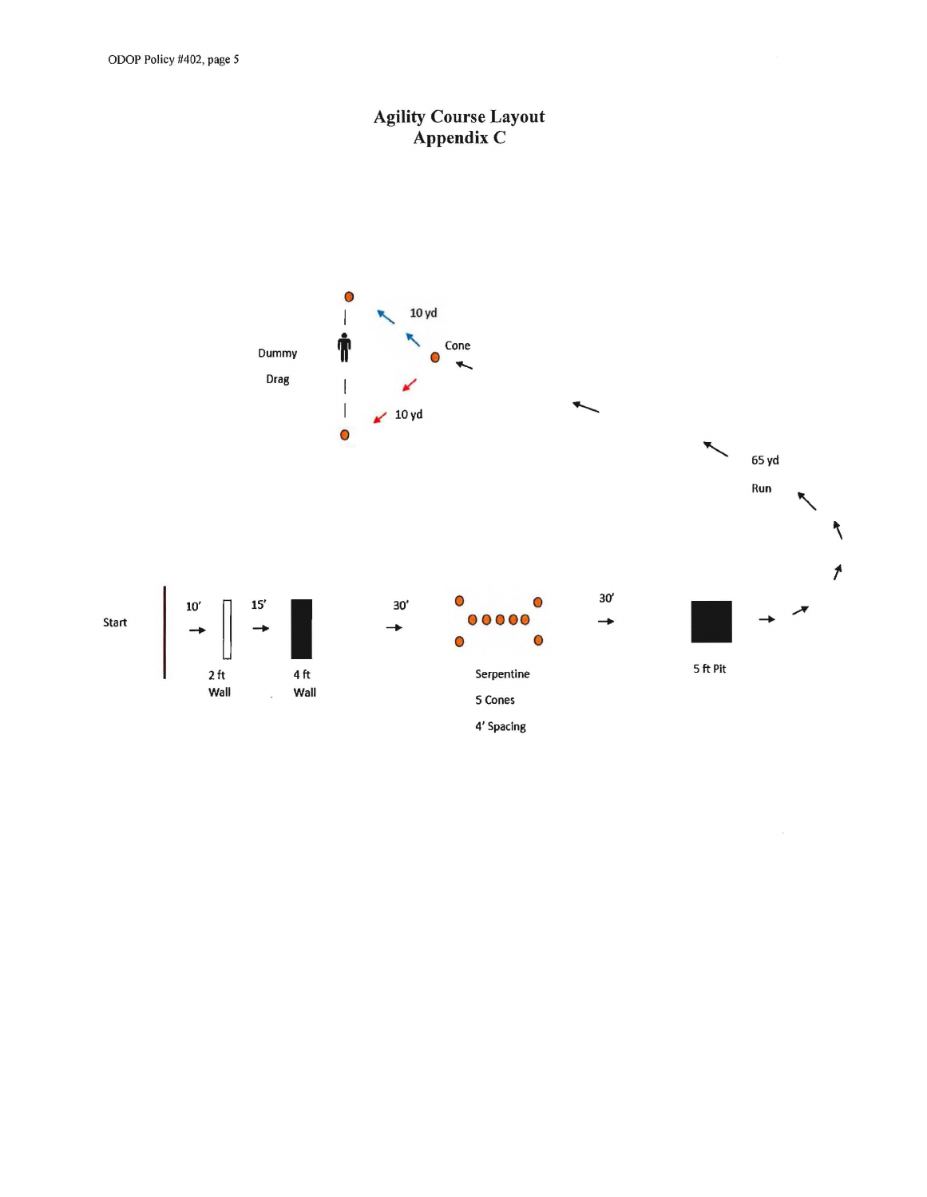# Agility Course Layout
## Appendix C

10 yd

Cone

Dummy

Drag

10 yd

65 yd

Run

Start

10'

15'

30'

30'

2 ft

Wall

4 ft

Wall

Serpentine

5 Cones

4' Spacing

5 ft Pit